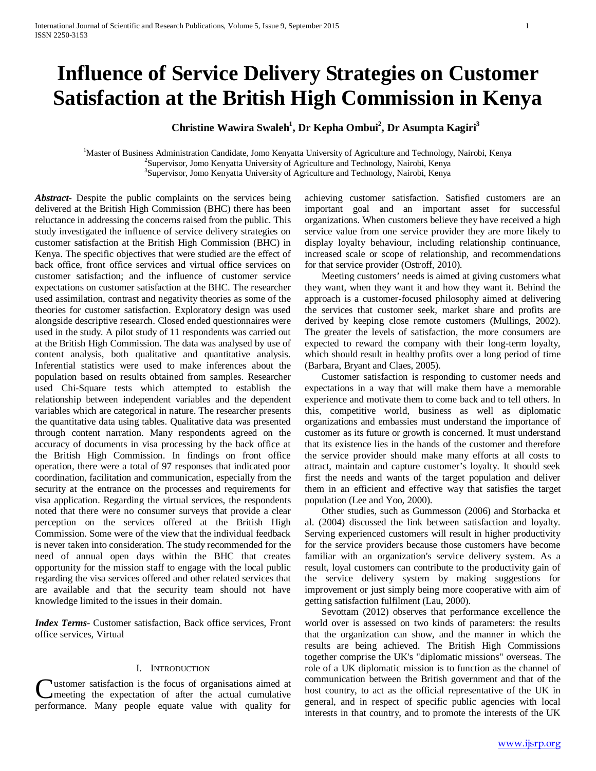# Influence of Service Delivery Strategies on Customer Satisfaction at the British High Commission in Kenya

**Christine Wawira Swaleh[1], Dr Kepha Ombui[2], Dr Asumpta Kagiri[3]**

[1]Master of Business Administration Candidate, Jomo Kenyatta University of Agriculture and Technology, Nairobi, Kenya
[2]Supervisor, Jomo Kenyatta University of Agriculture and Technology, Nairobi, Kenya
[3]Supervisor, Jomo Kenyatta University of Agriculture and Technology, Nairobi, Kenya

***Abstract***- Despite the public complaints on the services being delivered at the British High Commission (BHC) there has been reluctance in addressing the concerns raised from the public. This study investigated the influence of service delivery strategies on customer satisfaction at the British High Commission (BHC) in Kenya. The specific objectives that were studied are the effect of back office, front office services and virtual office services on customer satisfaction; and the influence of customer service expectations on customer satisfaction at the BHC. The researcher used assimilation, contrast and negativity theories as some of the theories for customer satisfaction. Exploratory design was used alongside descriptive research. Closed ended questionnaires were used in the study. A pilot study of 11 respondents was carried out at the British High Commission. The data was analysed by use of content analysis, both qualitative and quantitative analysis. Inferential statistics were used to make inferences about the population based on results obtained from samples. Researcher used Chi-Square tests which attempted to establish the relationship between independent variables and the dependent variables which are categorical in nature. The researcher presents the quantitative data using tables. Qualitative data was presented through content narration. Many respondents agreed on the accuracy of documents in visa processing by the back office at the British High Commission. In findings on front office operation, there were a total of 97 responses that indicated poor coordination, facilitation and communication, especially from the security at the entrance on the processes and requirements for visa application. Regarding the virtual services, the respondents noted that there were no consumer surveys that provide a clear perception on the services offered at the British High Commission. Some were of the view that the individual feedback is never taken into consideration. The study recommended for the need of annual open days within the BHC that creates opportunity for the mission staff to engage with the local public regarding the visa services offered and other related services that are available and that the security team should not have knowledge limited to the issues in their domain.

***Index Terms***- Customer satisfaction, Back office services, Front office services, Virtual

## I. Introduction

Customer satisfaction is the focus of organisations aimed at meeting the expectation of after the actual cumulative performance. Many people equate value with quality for achieving customer satisfaction. Satisfied customers are an important goal and an important asset for successful organizations. When customers believe they have received a high service value from one service provider they are more likely to display loyalty behaviour, including relationship continuance, increased scale or scope of relationship, and recommendations for that service provider (Ostroff, 2010).

Meeting customers' needs is aimed at giving customers what they want, when they want it and how they want it. Behind the approach is a customer-focused philosophy aimed at delivering the services that customer seek, market share and profits are derived by keeping close remote customers (Mullings, 2002). The greater the levels of satisfaction, the more consumers are expected to reward the company with their long-term loyalty, which should result in healthy profits over a long period of time (Barbara, Bryant and Claes, 2005).

Customer satisfaction is responding to customer needs and expectations in a way that will make them have a memorable experience and motivate them to come back and to tell others. In this, competitive world, business as well as diplomatic organizations and embassies must understand the importance of customer as its future or growth is concerned. It must understand that its existence lies in the hands of the customer and therefore the service provider should make many efforts at all costs to attract, maintain and capture customer's loyalty. It should seek first the needs and wants of the target population and deliver them in an efficient and effective way that satisfies the target population (Lee and Yoo, 2000).

Other studies, such as Gummesson (2006) and Storbacka et al. (2004) discussed the link between satisfaction and loyalty. Serving experienced customers will result in higher productivity for the service providers because those customers have become familiar with an organization's service delivery system. As a result, loyal customers can contribute to the productivity gain of the service delivery system by making suggestions for improvement or just simply being more cooperative with aim of getting satisfaction fulfilment (Lau, 2000).

Sevottam (2012) observes that performance excellence the world over is assessed on two kinds of parameters: the results that the organization can show, and the manner in which the results are being achieved. The British High Commissions together comprise the UK's "diplomatic missions" overseas. The role of a UK diplomatic mission is to function as the channel of communication between the British government and that of the host country, to act as the official representative of the UK in general, and in respect of specific public agencies with local interests in that country, and to promote the interests of the UK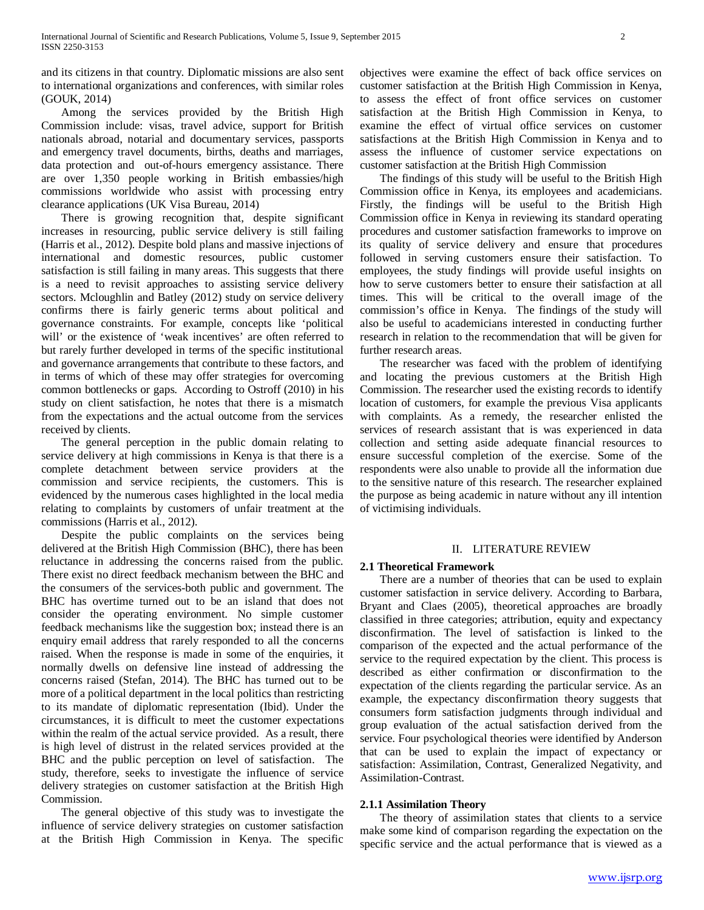and its citizens in that country. Diplomatic missions are also sent to international organizations and conferences, with similar roles (GOUK, 2014)

Among the services provided by the British High Commission include: visas, travel advice, support for British nationals abroad, notarial and documentary services, passports and emergency travel documents, births, deaths and marriages, data protection and out-of-hours emergency assistance. There are over 1,350 people working in British embassies/high commissions worldwide who assist with processing entry clearance applications (UK Visa Bureau, 2014)

There is growing recognition that, despite significant increases in resourcing, public service delivery is still failing (Harris et al., 2012). Despite bold plans and massive injections of international and domestic resources, public customer satisfaction is still failing in many areas. This suggests that there is a need to revisit approaches to assisting service delivery sectors. Mcloughlin and Batley (2012) study on service delivery confirms there is fairly generic terms about political and governance constraints. For example, concepts like 'political will' or the existence of 'weak incentives' are often referred to but rarely further developed in terms of the specific institutional and governance arrangements that contribute to these factors, and in terms of which of these may offer strategies for overcoming common bottlenecks or gaps. According to Ostroff (2010) in his study on client satisfaction, he notes that there is a mismatch from the expectations and the actual outcome from the services received by clients.

The general perception in the public domain relating to service delivery at high commissions in Kenya is that there is a complete detachment between service providers at the commission and service recipients, the customers. This is evidenced by the numerous cases highlighted in the local media relating to complaints by customers of unfair treatment at the commissions (Harris et al., 2012).

Despite the public complaints on the services being delivered at the British High Commission (BHC), there has been reluctance in addressing the concerns raised from the public. There exist no direct feedback mechanism between the BHC and the consumers of the services-both public and government. The BHC has overtime turned out to be an island that does not consider the operating environment. No simple customer feedback mechanisms like the suggestion box; instead there is an enquiry email address that rarely responded to all the concerns raised. When the response is made in some of the enquiries, it normally dwells on defensive line instead of addressing the concerns raised (Stefan, 2014). The BHC has turned out to be more of a political department in the local politics than restricting to its mandate of diplomatic representation (Ibid). Under the circumstances, it is difficult to meet the customer expectations within the realm of the actual service provided. As a result, there is high level of distrust in the related services provided at the BHC and the public perception on level of satisfaction. The study, therefore, seeks to investigate the influence of service delivery strategies on customer satisfaction at the British High Commission.

The general objective of this study was to investigate the influence of service delivery strategies on customer satisfaction at the British High Commission in Kenya. The specific objectives were examine the effect of back office services on customer satisfaction at the British High Commission in Kenya, to assess the effect of front office services on customer satisfaction at the British High Commission in Kenya, to examine the effect of virtual office services on customer satisfactions at the British High Commission in Kenya and to assess the influence of customer service expectations on customer satisfaction at the British High Commission

The findings of this study will be useful to the British High Commission office in Kenya, its employees and academicians. Firstly, the findings will be useful to the British High Commission office in Kenya in reviewing its standard operating procedures and customer satisfaction frameworks to improve on its quality of service delivery and ensure that procedures followed in serving customers ensure their satisfaction. To employees, the study findings will provide useful insights on how to serve customers better to ensure their satisfaction at all times. This will be critical to the overall image of the commission's office in Kenya. The findings of the study will also be useful to academicians interested in conducting further research in relation to the recommendation that will be given for further research areas.

The researcher was faced with the problem of identifying and locating the previous customers at the British High Commission. The researcher used the existing records to identify location of customers, for example the previous Visa applicants with complaints. As a remedy, the researcher enlisted the services of research assistant that is was experienced in data collection and setting aside adequate financial resources to ensure successful completion of the exercise. Some of the respondents were also unable to provide all the information due to the sensitive nature of this research. The researcher explained the purpose as being academic in nature without any ill intention of victimising individuals.

## II. LITERATURE REVIEW

### 2.1 Theoretical Framework

There are a number of theories that can be used to explain customer satisfaction in service delivery. According to Barbara, Bryant and Claes (2005), theoretical approaches are broadly classified in three categories; attribution, equity and expectancy disconfirmation. The level of satisfaction is linked to the comparison of the expected and the actual performance of the service to the required expectation by the client. This process is described as either confirmation or disconfirmation to the expectation of the clients regarding the particular service. As an example, the expectancy disconfirmation theory suggests that consumers form satisfaction judgments through individual and group evaluation of the actual satisfaction derived from the service. Four psychological theories were identified by Anderson that can be used to explain the impact of expectancy or satisfaction: Assimilation, Contrast, Generalized Negativity, and Assimilation-Contrast.

#### 2.1.1 Assimilation Theory

The theory of assimilation states that clients to a service make some kind of comparison regarding the expectation on the specific service and the actual performance that is viewed as a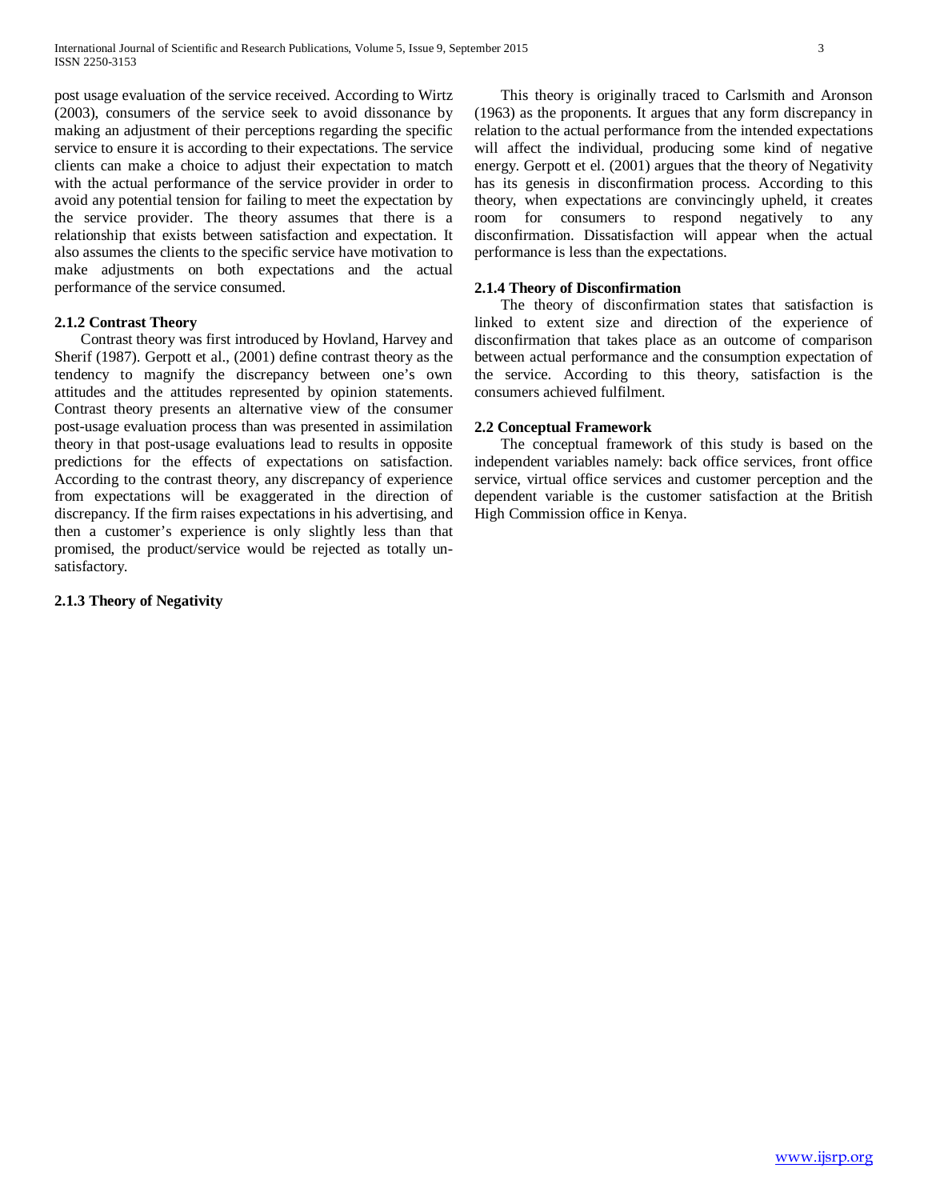post usage evaluation of the service received. According to Wirtz (2003), consumers of the service seek to avoid dissonance by making an adjustment of their perceptions regarding the specific service to ensure it is according to their expectations. The service clients can make a choice to adjust their expectation to match with the actual performance of the service provider in order to avoid any potential tension for failing to meet the expectation by the service provider. The theory assumes that there is a relationship that exists between satisfaction and expectation. It also assumes the clients to the specific service have motivation to make adjustments on both expectations and the actual performance of the service consumed.

### 2.1.2 Contrast Theory

Contrast theory was first introduced by Hovland, Harvey and Sherif (1987). Gerpott et al., (2001) define contrast theory as the tendency to magnify the discrepancy between one's own attitudes and the attitudes represented by opinion statements. Contrast theory presents an alternative view of the consumer post-usage evaluation process than was presented in assimilation theory in that post-usage evaluations lead to results in opposite predictions for the effects of expectations on satisfaction. According to the contrast theory, any discrepancy of experience from expectations will be exaggerated in the direction of discrepancy. If the firm raises expectations in his advertising, and then a customer's experience is only slightly less than that promised, the product/service would be rejected as totally un-satisfactory.

### 2.1.3 Theory of Negativity

This theory is originally traced to Carlsmith and Aronson (1963) as the proponents. It argues that any form discrepancy in relation to the actual performance from the intended expectations will affect the individual, producing some kind of negative energy. Gerpott et el. (2001) argues that the theory of Negativity has its genesis in disconfirmation process. According to this theory, when expectations are convincingly upheld, it creates room for consumers to respond negatively to any disconfirmation. Dissatisfaction will appear when the actual performance is less than the expectations.

### 2.1.4 Theory of Disconfirmation

The theory of disconfirmation states that satisfaction is linked to extent size and direction of the experience of disconfirmation that takes place as an outcome of comparison between actual performance and the consumption expectation of the service. According to this theory, satisfaction is the consumers achieved fulfilment.

## 2.2 Conceptual Framework

The conceptual framework of this study is based on the independent variables namely: back office services, front office service, virtual office services and customer perception and the dependent variable is the customer satisfaction at the British High Commission office in Kenya.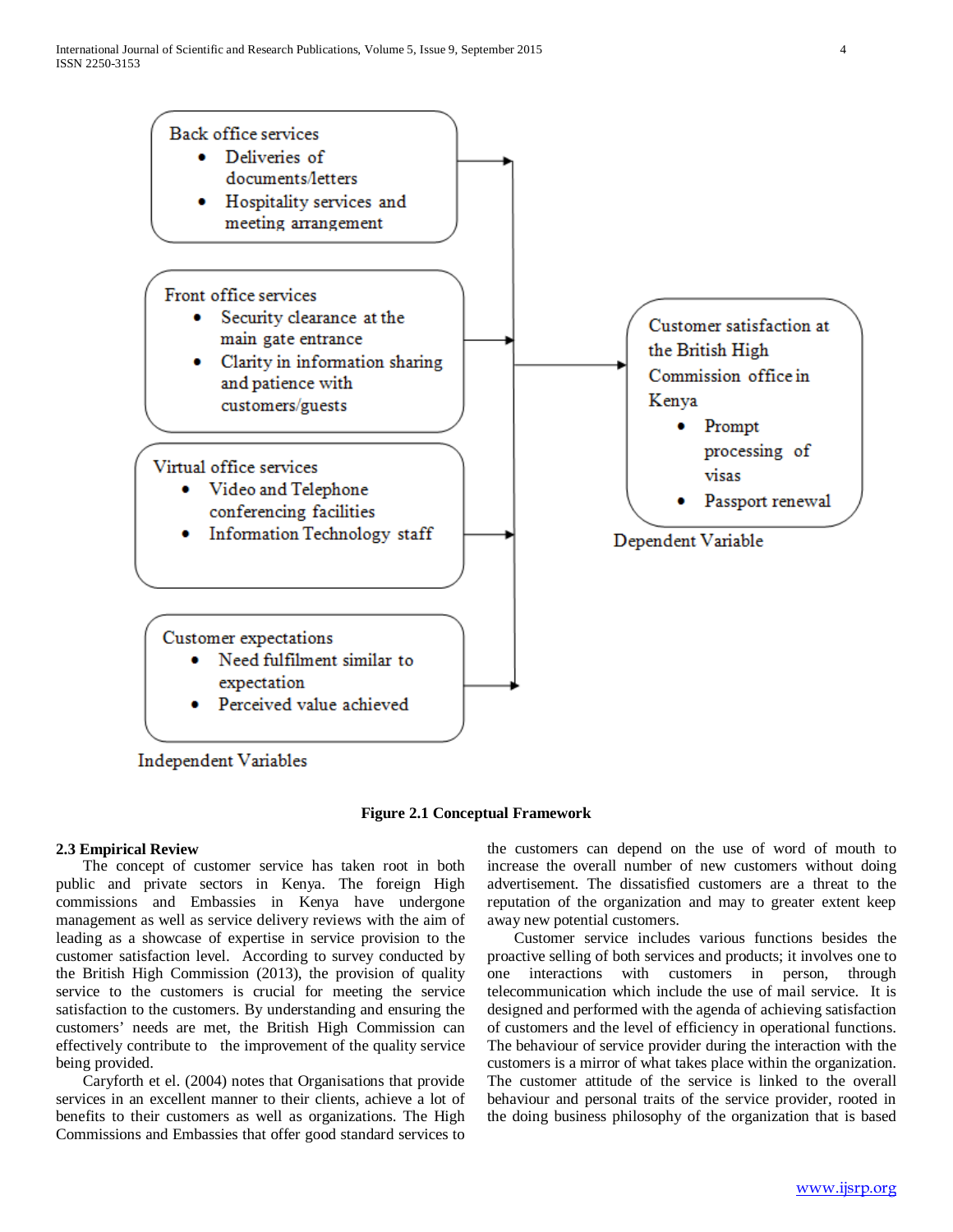Back office services

- Deliveries of documents/letters
- Hospitality services and meeting arrangement

Front office services

- Security clearance at the main gate entrance
- Clarity in information sharing and patience with customers/guests

Virtual office services

- Video and Telephone conferencing facilities
- Information Technology staff

Customer expectations

- Need fulfilment similar to expectation
- Perceived value achieved

Independent Variables

Customer satisfaction at the British High Commission office in Kenya

- Prompt processing of visas
- Passport renewal

Dependent Variable

**Figure 2.1 Conceptual Framework**

### 2.3 Empirical Review

The concept of customer service has taken root in both public and private sectors in Kenya. The foreign High commissions and Embassies in Kenya have undergone management as well as service delivery reviews with the aim of leading as a showcase of expertise in service provision to the customer satisfaction level. According to survey conducted by the British High Commission (2013), the provision of quality service to the customers is crucial for meeting the service satisfaction to the customers. By understanding and ensuring the customers' needs are met, the British High Commission can effectively contribute to the improvement of the quality service being provided.

Caryforth et el. (2004) notes that Organisations that provide services in an excellent manner to their clients, achieve a lot of benefits to their customers as well as organizations. The High Commissions and Embassies that offer good standard services to the customers can depend on the use of word of mouth to increase the overall number of new customers without doing advertisement. The dissatisfied customers are a threat to the reputation of the organization and may to greater extent keep away new potential customers.

Customer service includes various functions besides the proactive selling of both services and products; it involves one to one interactions with customers in person, through telecommunication which include the use of mail service. It is designed and performed with the agenda of achieving satisfaction of customers and the level of efficiency in operational functions. The behaviour of service provider during the interaction with the customers is a mirror of what takes place within the organization. The customer attitude of the service is linked to the overall behaviour and personal traits of the service provider, rooted in the doing business philosophy of the organization that is based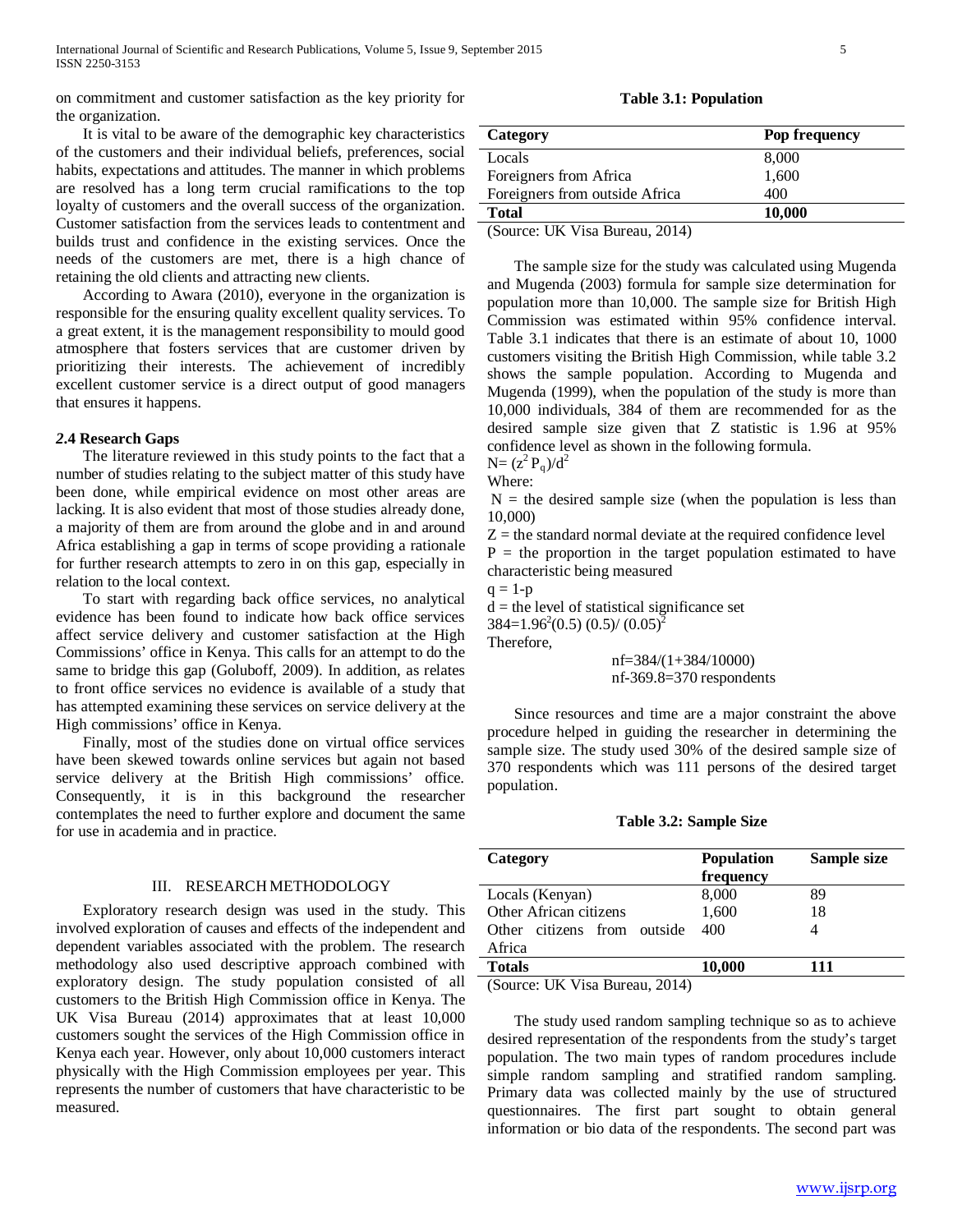on commitment and customer satisfaction as the key priority for the organization.

It is vital to be aware of the demographic key characteristics of the customers and their individual beliefs, preferences, social habits, expectations and attitudes. The manner in which problems are resolved has a long term crucial ramifications to the top loyalty of customers and the overall success of the organization. Customer satisfaction from the services leads to contentment and builds trust and confidence in the existing services. Once the needs of the customers are met, there is a high chance of retaining the old clients and attracting new clients.

According to Awara (2010), everyone in the organization is responsible for the ensuring quality excellent quality services. To a great extent, it is the management responsibility to mould good atmosphere that fosters services that are customer driven by prioritizing their interests. The achievement of incredibly excellent customer service is a direct output of good managers that ensures it happens.

### *2*.4 Research Gaps

The literature reviewed in this study points to the fact that a number of studies relating to the subject matter of this study have been done, while empirical evidence on most other areas are lacking. It is also evident that most of those studies already done, a majority of them are from around the globe and in and around Africa establishing a gap in terms of scope providing a rationale for further research attempts to zero in on this gap, especially in relation to the local context.

To start with regarding back office services, no analytical evidence has been found to indicate how back office services affect service delivery and customer satisfaction at the High Commissions' office in Kenya. This calls for an attempt to do the same to bridge this gap (Goluboff, 2009). In addition, as relates to front office services no evidence is available of a study that has attempted examining these services on service delivery at the High commissions' office in Kenya.

Finally, most of the studies done on virtual office services have been skewed towards online services but again not based service delivery at the British High commissions' office. Consequently, it is in this background the researcher contemplates the need to further explore and document the same for use in academia and in practice.

## III. Research Methodology

Exploratory research design was used in the study. This involved exploration of causes and effects of the independent and dependent variables associated with the problem. The research methodology also used descriptive approach combined with exploratory design. The study population consisted of all customers to the British High Commission office in Kenya. The UK Visa Bureau (2014) approximates that at least 10,000 customers sought the services of the High Commission office in Kenya each year. However, only about 10,000 customers interact physically with the High Commission employees per year. This represents the number of customers that have characteristic to be measured.

**Table 3.1: Population**

| Category | Pop frequency |
|---|---|
| Locals | 8,000 |
| Foreigners from Africa | 1,600 |
| Foreigners from outside Africa | 400 |
| **Total** | **10,000** |

(Source: UK Visa Bureau, 2014)

The sample size for the study was calculated using Mugenda and Mugenda (2003) formula for sample size determination for population more than 10,000. The sample size for British High Commission was estimated within 95% confidence interval. Table 3.1 indicates that there is an estimate of about 10, 1000 customers visiting the British High Commission, while table 3.2 shows the sample population. According to Mugenda and Mugenda (1999), when the population of the study is more than 10,000 individuals, 384 of them are recommended for as the desired sample size given that Z statistic is 1.96 at 95% confidence level as shown in the following formula.

$N= (z^2 P_q)/d^2$

Where:

N = the desired sample size (when the population is less than 10,000)

Z = the standard normal deviate at the required confidence level

P = the proportion in the target population estimated to have characteristic being measured

q = 1-p

d = the level of statistical significance set

$384=1.96^2(0.5)\ (0.5)/\ (0.05)^2$

Therefore,

nf=384/(1+384/10000)

nf-369.8=370 respondents

Since resources and time are a major constraint the above procedure helped in guiding the researcher in determining the sample size. The study used 30% of the desired sample size of 370 respondents which was 111 persons of the desired target population.

**Table 3.2: Sample Size**

| Category | Population frequency | Sample size |
|---|---|---|
| Locals (Kenyan) | 8,000 | 89 |
| Other African citizens | 1,600 | 18 |
| Other citizens from outside Africa | 400 | 4 |
| **Totals** | **10,000** | **111** |

(Source: UK Visa Bureau, 2014)

The study used random sampling technique so as to achieve desired representation of the respondents from the study's target population. The two main types of random procedures include simple random sampling and stratified random sampling. Primary data was collected mainly by the use of structured questionnaires. The first part sought to obtain general information or bio data of the respondents. The second part was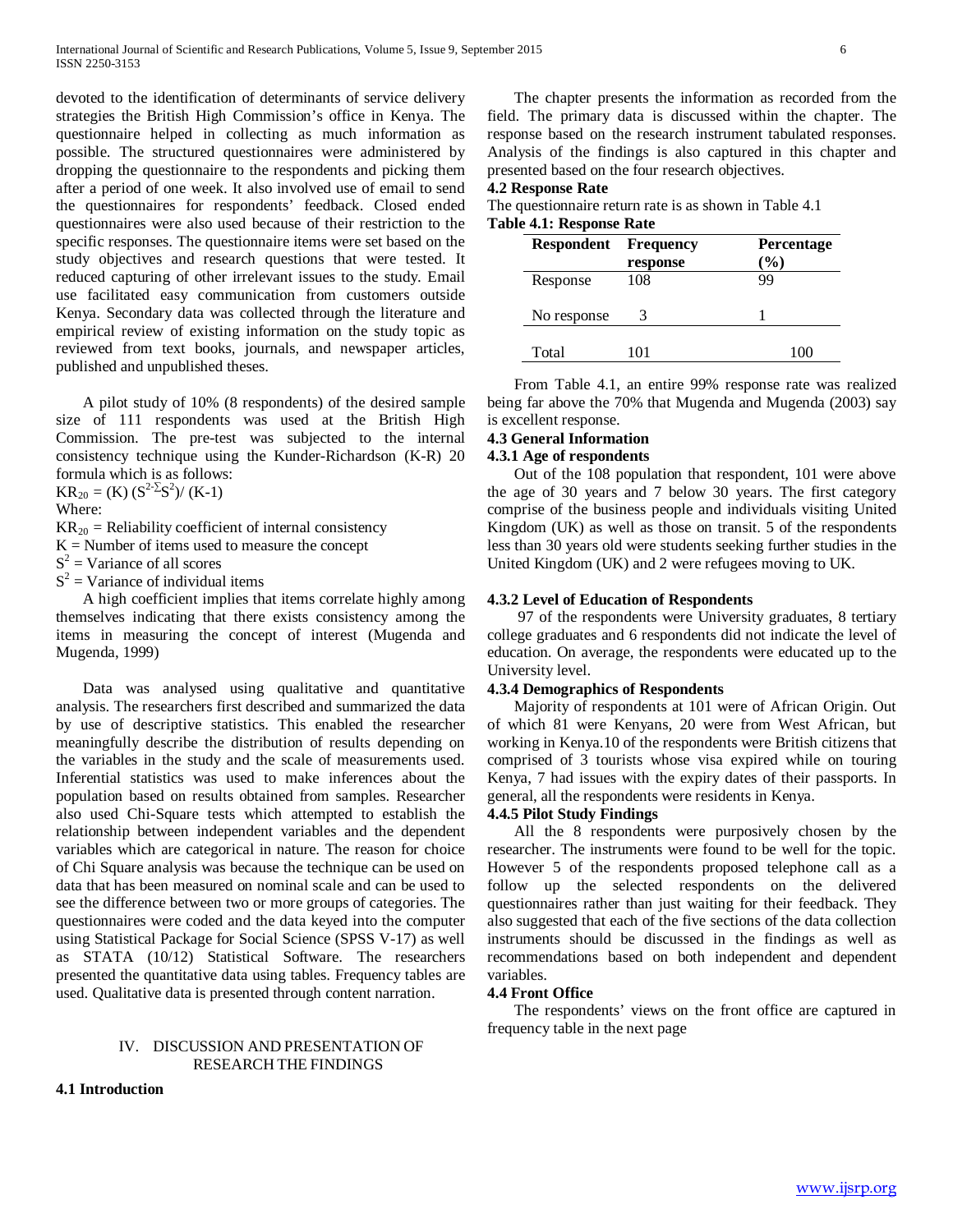devoted to the identification of determinants of service delivery strategies the British High Commission's office in Kenya. The questionnaire helped in collecting as much information as possible. The structured questionnaires were administered by dropping the questionnaire to the respondents and picking them after a period of one week. It also involved use of email to send the questionnaires for respondents' feedback. Closed ended questionnaires were also used because of their restriction to the specific responses. The questionnaire items were set based on the study objectives and research questions that were tested. It reduced capturing of other irrelevant issues to the study. Email use facilitated easy communication from customers outside Kenya. Secondary data was collected through the literature and empirical review of existing information on the study topic as reviewed from text books, journals, and newspaper articles, published and unpublished theses.

A pilot study of 10% (8 respondents) of the desired sample size of 111 respondents was used at the British High Commission. The pre-test was subjected to the internal consistency technique using the Kunder-Richardson (K-R) 20 formula which is as follows:

$KR_{20} = (K)\,(S^{2-\Sigma}S^{2})/\,(K\text{-}1)$

Where:

$KR_{20}$ = Reliability coefficient of internal consistency

$K$ = Number of items used to measure the concept

$S^2$ = Variance of all scores

$S^2$ = Variance of individual items

A high coefficient implies that items correlate highly among themselves indicating that there exists consistency among the items in measuring the concept of interest (Mugenda and Mugenda, 1999)

Data was analysed using qualitative and quantitative analysis. The researchers first described and summarized the data by use of descriptive statistics. This enabled the researcher meaningfully describe the distribution of results depending on the variables in the study and the scale of measurements used. Inferential statistics was used to make inferences about the population based on results obtained from samples. Researcher also used Chi-Square tests which attempted to establish the relationship between independent variables and the dependent variables which are categorical in nature. The reason for choice of Chi Square analysis was because the technique can be used on data that has been measured on nominal scale and can be used to see the difference between two or more groups of categories. The questionnaires were coded and the data keyed into the computer using Statistical Package for Social Science (SPSS V-17) as well as STATA (10/12) Statistical Software. The researchers presented the quantitative data using tables. Frequency tables are used. Qualitative data is presented through content narration.

## IV. DISCUSSION AND PRESENTATION OF RESEARCH THE FINDINGS

### 4.1 Introduction

The chapter presents the information as recorded from the field. The primary data is discussed within the chapter. The response based on the research instrument tabulated responses. Analysis of the findings is also captured in this chapter and presented based on the four research objectives.

### 4.2 Response Rate

The questionnaire return rate is as shown in Table 4.1

**Table 4.1: Response Rate**

| Respondent | Frequency response | Percentage (%) |
|---|---|---|
| Response | 108 | 99 |
| No response | 3 | 1 |
| Total | 101 | 100 |

From Table 4.1, an entire 99% response rate was realized being far above the 70% that Mugenda and Mugenda (2003) say is excellent response.

### 4.3 General Information

#### 4.3.1 Age of respondents

Out of the 108 population that respondent, 101 were above the age of 30 years and 7 below 30 years. The first category comprise of the business people and individuals visiting United Kingdom (UK) as well as those on transit. 5 of the respondents less than 30 years old were students seeking further studies in the United Kingdom (UK) and 2 were refugees moving to UK.

#### 4.3.2 Level of Education of Respondents

97 of the respondents were University graduates, 8 tertiary college graduates and 6 respondents did not indicate the level of education. On average, the respondents were educated up to the University level.

#### 4.3.4 Demographics of Respondents

Majority of respondents at 101 were of African Origin. Out of which 81 were Kenyans, 20 were from West African, but working in Kenya.10 of the respondents were British citizens that comprised of 3 tourists whose visa expired while on touring Kenya, 7 had issues with the expiry dates of their passports. In general, all the respondents were residents in Kenya.

#### 4.4.5 Pilot Study Findings

All the 8 respondents were purposively chosen by the researcher. The instruments were found to be well for the topic. However 5 of the respondents proposed telephone call as a follow up the selected respondents on the delivered questionnaires rather than just waiting for their feedback. They also suggested that each of the five sections of the data collection instruments should be discussed in the findings as well as recommendations based on both independent and dependent variables.

### 4.4 Front Office

The respondents' views on the front office are captured in frequency table in the next page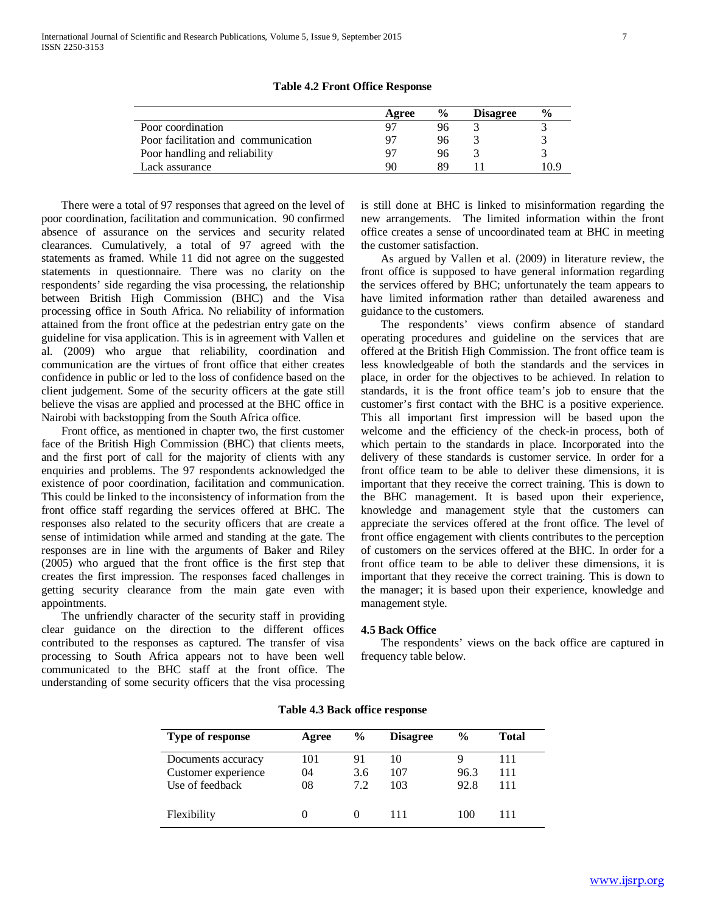**Table 4.2 Front Office Response**

| | Agree | % | Disagree | % |
|---|---|---|---|---|
| Poor coordination | 97 | 96 | 3 | 3 |
| Poor facilitation and communication | 97 | 96 | 3 | 3 |
| Poor handling and reliability | 97 | 96 | 3 | 3 |
| Lack assurance | 90 | 89 | 11 | 10.9 |

There were a total of 97 responses that agreed on the level of poor coordination, facilitation and communication. 90 confirmed absence of assurance on the services and security related clearances. Cumulatively, a total of 97 agreed with the statements as framed. While 11 did not agree on the suggested statements in questionnaire. There was no clarity on the respondents' side regarding the visa processing, the relationship between British High Commission (BHC) and the Visa processing office in South Africa. No reliability of information attained from the front office at the pedestrian entry gate on the guideline for visa application. This is in agreement with Vallen et al. (2009) who argue that reliability, coordination and communication are the virtues of front office that either creates confidence in public or led to the loss of confidence based on the client judgement. Some of the security officers at the gate still believe the visas are applied and processed at the BHC office in Nairobi with backstopping from the South Africa office.

Front office, as mentioned in chapter two, the first customer face of the British High Commission (BHC) that clients meets, and the first port of call for the majority of clients with any enquiries and problems. The 97 respondents acknowledged the existence of poor coordination, facilitation and communication. This could be linked to the inconsistency of information from the front office staff regarding the services offered at BHC. The responses also related to the security officers that are create a sense of intimidation while armed and standing at the gate. The responses are in line with the arguments of Baker and Riley (2005) who argued that the front office is the first step that creates the first impression. The responses faced challenges in getting security clearance from the main gate even with appointments.

The unfriendly character of the security staff in providing clear guidance on the direction to the different offices contributed to the responses as captured. The transfer of visa processing to South Africa appears not to have been well communicated to the BHC staff at the front office. The understanding of some security officers that the visa processing is still done at BHC is linked to misinformation regarding the new arrangements. The limited information within the front office creates a sense of uncoordinated team at BHC in meeting the customer satisfaction.

As argued by Vallen et al. (2009) in literature review, the front office is supposed to have general information regarding the services offered by BHC; unfortunately the team appears to have limited information rather than detailed awareness and guidance to the customers.

The respondents' views confirm absence of standard operating procedures and guideline on the services that are offered at the British High Commission. The front office team is less knowledgeable of both the standards and the services in place, in order for the objectives to be achieved. In relation to standards, it is the front office team's job to ensure that the customer's first contact with the BHC is a positive experience. This all important first impression will be based upon the welcome and the efficiency of the check-in process, both of which pertain to the standards in place. Incorporated into the delivery of these standards is customer service. In order for a front office team to be able to deliver these dimensions, it is important that they receive the correct training. This is down to the BHC management. It is based upon their experience, knowledge and management style that the customers can appreciate the services offered at the front office. The level of front office engagement with clients contributes to the perception of customers on the services offered at the BHC. In order for a front office team to be able to deliver these dimensions, it is important that they receive the correct training. This is down to the manager; it is based upon their experience, knowledge and management style.

#### 4.5 Back Office

The respondents' views on the back office are captured in frequency table below.

**Table 4.3 Back office response**

| Type of response | Agree | % | Disagree | % | Total |
|---|---|---|---|---|---|
| Documents accuracy | 101 | 91 | 10 | 9 | 111 |
| Customer experience | 04 | 3.6 | 107 | 96.3 | 111 |
| Use of feedback | 08 | 7.2 | 103 | 92.8 | 111 |
| Flexibility | 0 | 0 | 111 | 100 | 111 |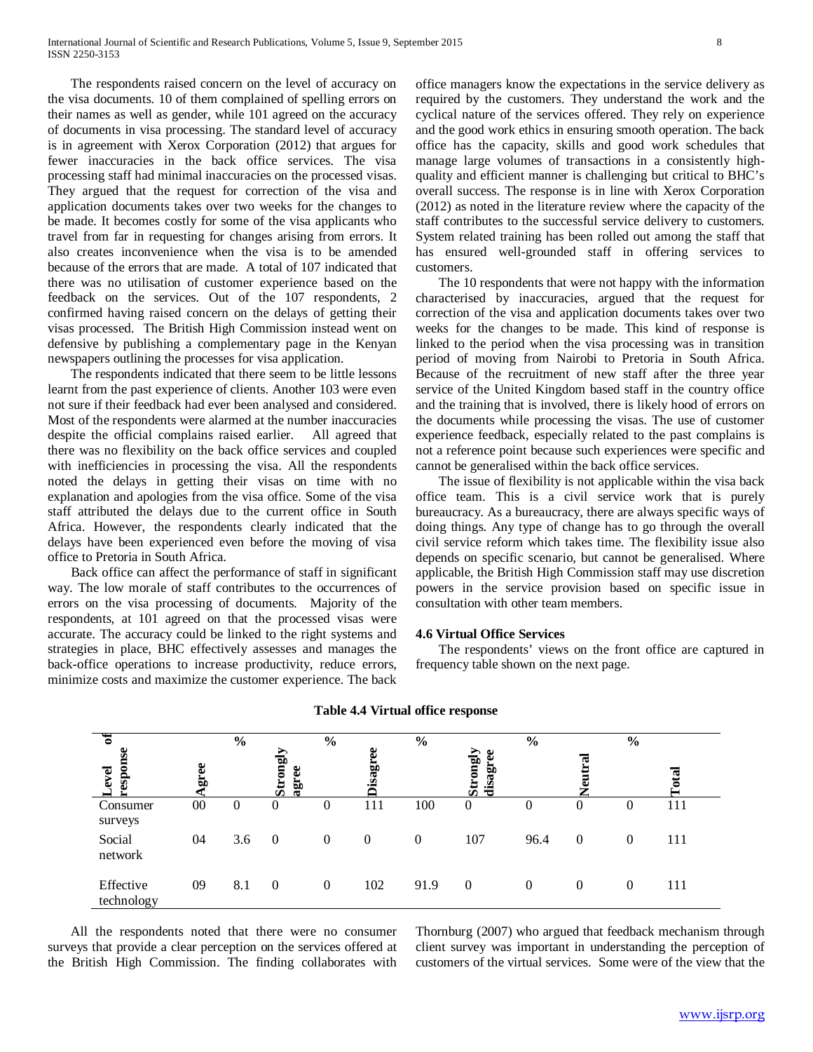The respondents raised concern on the level of accuracy on the visa documents. 10 of them complained of spelling errors on their names as well as gender, while 101 agreed on the accuracy of documents in visa processing. The standard level of accuracy is in agreement with Xerox Corporation (2012) that argues for fewer inaccuracies in the back office services. The visa processing staff had minimal inaccuracies on the processed visas. They argued that the request for correction of the visa and application documents takes over two weeks for the changes to be made. It becomes costly for some of the visa applicants who travel from far in requesting for changes arising from errors. It also creates inconvenience when the visa is to be amended because of the errors that are made. A total of 107 indicated that there was no utilisation of customer experience based on the feedback on the services. Out of the 107 respondents, 2 confirmed having raised concern on the delays of getting their visas processed. The British High Commission instead went on defensive by publishing a complementary page in the Kenyan newspapers outlining the processes for visa application.

The respondents indicated that there seem to be little lessons learnt from the past experience of clients. Another 103 were even not sure if their feedback had ever been analysed and considered. Most of the respondents were alarmed at the number inaccuracies despite the official complains raised earlier. All agreed that there was no flexibility on the back office services and coupled with inefficiencies in processing the visa. All the respondents noted the delays in getting their visas on time with no explanation and apologies from the visa office. Some of the visa staff attributed the delays due to the current office in South Africa. However, the respondents clearly indicated that the delays have been experienced even before the moving of visa office to Pretoria in South Africa.

Back office can affect the performance of staff in significant way. The low morale of staff contributes to the occurrences of errors on the visa processing of documents. Majority of the respondents, at 101 agreed on that the processed visas were accurate. The accuracy could be linked to the right systems and strategies in place, BHC effectively assesses and manages the back-office operations to increase productivity, reduce errors, minimize costs and maximize the customer experience. The back office managers know the expectations in the service delivery as required by the customers. They understand the work and the cyclical nature of the services offered. They rely on experience and the good work ethics in ensuring smooth operation. The back office has the capacity, skills and good work schedules that manage large volumes of transactions in a consistently high-quality and efficient manner is challenging but critical to BHC's overall success. The response is in line with Xerox Corporation (2012) as noted in the literature review where the capacity of the staff contributes to the successful service delivery to customers. System related training has been rolled out among the staff that has ensured well-grounded staff in offering services to customers.

The 10 respondents that were not happy with the information characterised by inaccuracies, argued that the request for correction of the visa and application documents takes over two weeks for the changes to be made. This kind of response is linked to the period when the visa processing was in transition period of moving from Nairobi to Pretoria in South Africa. Because of the recruitment of new staff after the three year service of the United Kingdom based staff in the country office and the training that is involved, there is likely hood of errors on the documents while processing the visas. The use of customer experience feedback, especially related to the past complains is not a reference point because such experiences were specific and cannot be generalised within the back office services.

The issue of flexibility is not applicable within the visa back office team. This is a civil service work that is purely bureaucracy. As a bureaucracy, there are always specific ways of doing things. Any type of change has to go through the overall civil service reform which takes time. The flexibility issue also depends on specific scenario, but cannot be generalised. Where applicable, the British High Commission staff may use discretion powers in the service provision based on specific issue in consultation with other team members.

#### 4.6 Virtual Office Services

The respondents' views on the front office are captured in frequency table shown on the next page.

**Table 4.4 Virtual office response**

| Level of response | Agree | % | Strongly agree | % | Disagree | % | Strongly disagree | % | Neutral | % | Total |
|---|---|---|---|---|---|---|---|---|---|---|---|
| Consumer surveys | 00 | 0 | 0 | 0 | 111 | 100 | 0 | 0 | 0 | 0 | 111 |
| Social network | 04 | 3.6 | 0 | 0 | 0 | 0 | 107 | 96.4 | 0 | 0 | 111 |
| Effective technology | 09 | 8.1 | 0 | 0 | 102 | 91.9 | 0 | 0 | 0 | 0 | 111 |

All the respondents noted that there were no consumer surveys that provide a clear perception on the services offered at the British High Commission. The finding collaborates with Thornburg (2007) who argued that feedback mechanism through client survey was important in understanding the perception of customers of the virtual services. Some were of the view that the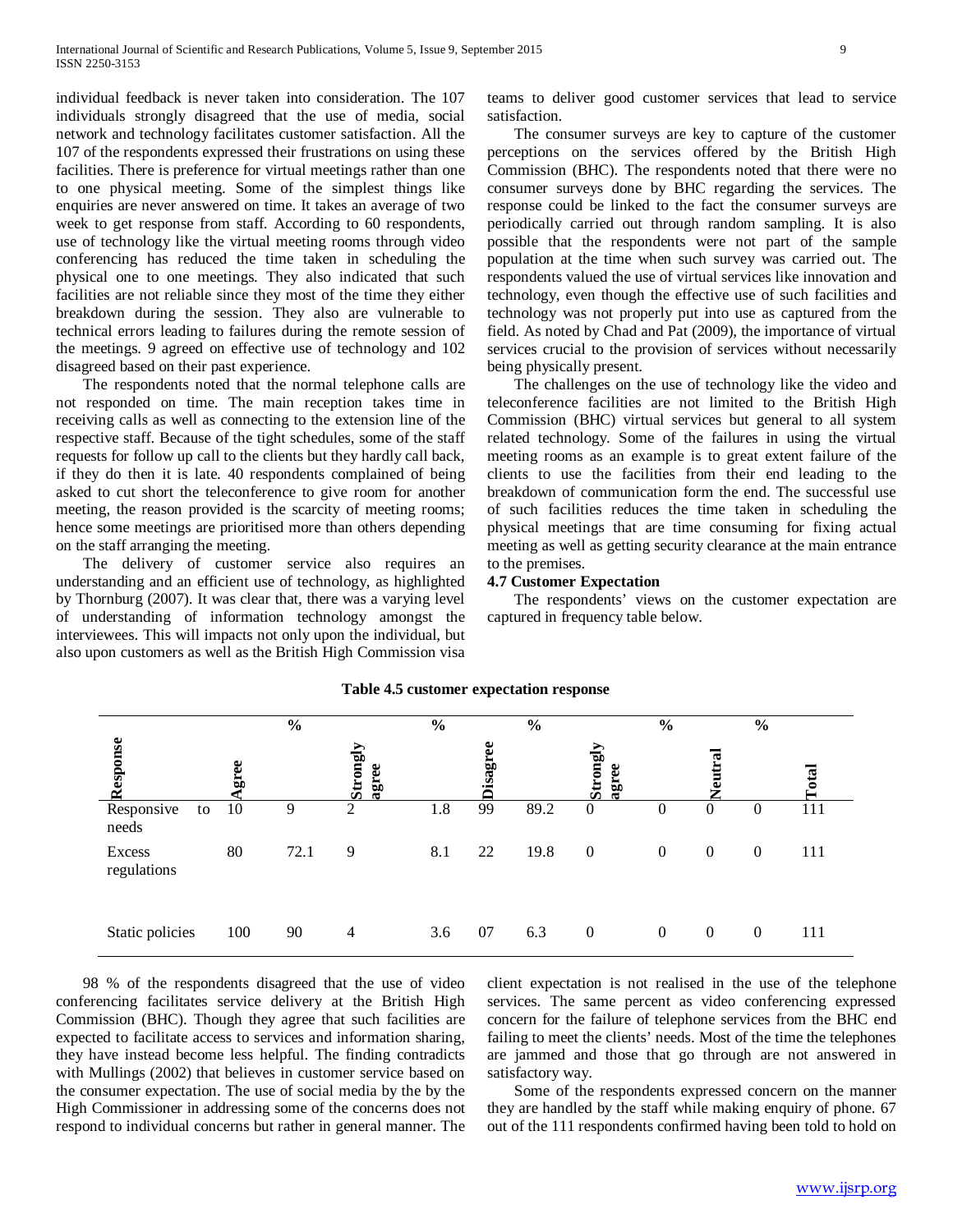individual feedback is never taken into consideration. The 107 individuals strongly disagreed that the use of media, social network and technology facilitates customer satisfaction. All the 107 of the respondents expressed their frustrations on using these facilities. There is preference for virtual meetings rather than one to one physical meeting. Some of the simplest things like enquiries are never answered on time. It takes an average of two week to get response from staff. According to 60 respondents, use of technology like the virtual meeting rooms through video conferencing has reduced the time taken in scheduling the physical one to one meetings. They also indicated that such facilities are not reliable since they most of the time they either breakdown during the session. They also are vulnerable to technical errors leading to failures during the remote session of the meetings. 9 agreed on effective use of technology and 102 disagreed based on their past experience.

The respondents noted that the normal telephone calls are not responded on time. The main reception takes time in receiving calls as well as connecting to the extension line of the respective staff. Because of the tight schedules, some of the staff requests for follow up call to the clients but they hardly call back, if they do then it is late. 40 respondents complained of being asked to cut short the teleconference to give room for another meeting, the reason provided is the scarcity of meeting rooms; hence some meetings are prioritised more than others depending on the staff arranging the meeting.

The delivery of customer service also requires an understanding and an efficient use of technology, as highlighted by Thornburg (2007). It was clear that, there was a varying level of understanding of information technology amongst the interviewees. This will impacts not only upon the individual, but also upon customers as well as the British High Commission visa teams to deliver good customer services that lead to service satisfaction.

The consumer surveys are key to capture of the customer perceptions on the services offered by the British High Commission (BHC). The respondents noted that there were no consumer surveys done by BHC regarding the services. The response could be linked to the fact the consumer surveys are periodically carried out through random sampling. It is also possible that the respondents were not part of the sample population at the time when such survey was carried out. The respondents valued the use of virtual services like innovation and technology, even though the effective use of such facilities and technology was not properly put into use as captured from the field. As noted by Chad and Pat (2009), the importance of virtual services crucial to the provision of services without necessarily being physically present.

The challenges on the use of technology like the video and teleconference facilities are not limited to the British High Commission (BHC) virtual services but general to all system related technology. Some of the failures in using the virtual meeting rooms as an example is to great extent failure of the clients to use the facilities from their end leading to the breakdown of communication form the end. The successful use of such facilities reduces the time taken in scheduling the physical meetings that are time consuming for fixing actual meeting as well as getting security clearance at the main entrance to the premises.

### 4.7 Customer Expectation

The respondents' views on the customer expectation are captured in frequency table below.

**Table 4.5 customer expectation response**

| Response | Agree | % | Strongly agree | % | Disagree | % | Strongly agree | % | Neutral | % | Total |
|---|---|---|---|---|---|---|---|---|---|---|---|
| Responsive to needs | 10 | 9 | 2 | 1.8 | 99 | 89.2 | 0 | 0 | 0 | 0 | 111 |
| Excess regulations | 80 | 72.1 | 9 | 8.1 | 22 | 19.8 | 0 | 0 | 0 | 0 | 111 |
| Static policies | 100 | 90 | 4 | 3.6 | 07 | 6.3 | 0 | 0 | 0 | 0 | 111 |

98 % of the respondents disagreed that the use of video conferencing facilitates service delivery at the British High Commission (BHC). Though they agree that such facilities are expected to facilitate access to services and information sharing, they have instead become less helpful. The finding contradicts with Mullings (2002) that believes in customer service based on the consumer expectation. The use of social media by the by the High Commissioner in addressing some of the concerns does not respond to individual concerns but rather in general manner. The client expectation is not realised in the use of the telephone services. The same percent as video conferencing expressed concern for the failure of telephone services from the BHC end failing to meet the clients' needs. Most of the time the telephones are jammed and those that go through are not answered in satisfactory way.

Some of the respondents expressed concern on the manner they are handled by the staff while making enquiry of phone. 67 out of the 111 respondents confirmed having been told to hold on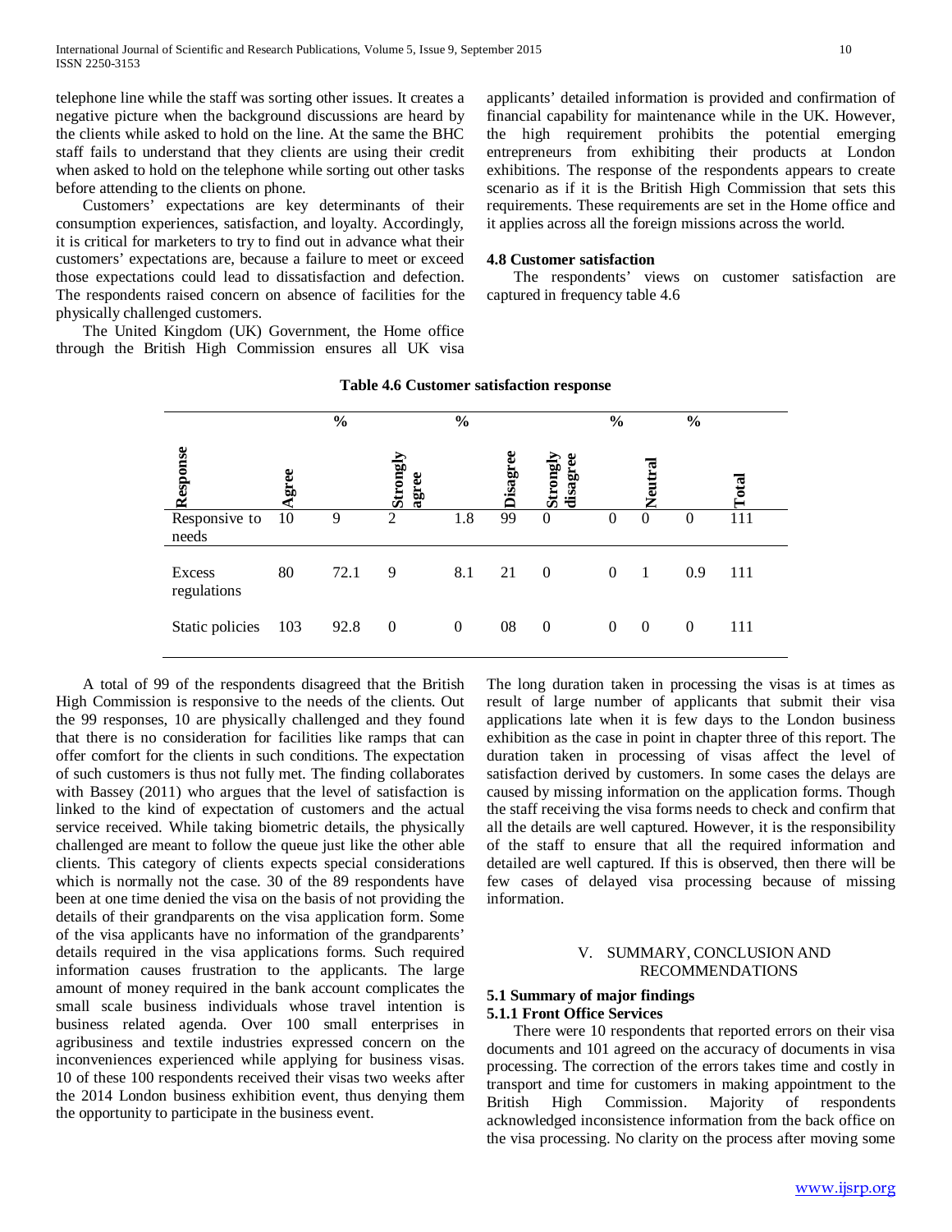telephone line while the staff was sorting other issues. It creates a negative picture when the background discussions are heard by the clients while asked to hold on the line. At the same the BHC staff fails to understand that they clients are using their credit when asked to hold on the telephone while sorting out other tasks before attending to the clients on phone.

Customers' expectations are key determinants of their consumption experiences, satisfaction, and loyalty. Accordingly, it is critical for marketers to try to find out in advance what their customers' expectations are, because a failure to meet or exceed those expectations could lead to dissatisfaction and defection. The respondents raised concern on absence of facilities for the physically challenged customers.

The United Kingdom (UK) Government, the Home office through the British High Commission ensures all UK visa applicants' detailed information is provided and confirmation of financial capability for maintenance while in the UK. However, the high requirement prohibits the potential emerging entrepreneurs from exhibiting their products at London exhibitions. The response of the respondents appears to create scenario as if it is the British High Commission that sets this requirements. These requirements are set in the Home office and it applies across all the foreign missions across the world.

### 4.8 Customer satisfaction

The respondents' views on customer satisfaction are captured in frequency table 4.6

**Table 4.6 Customer satisfaction response**

| Response | Agree | % | Strongly agree | % | Disagree | Strongly disagree | % | Neutral | % | Total |
|---|---|---|---|---|---|---|---|---|---|---|
| Responsive to needs | 10 | 9 | 2 | 1.8 | 99 | 0 | 0 | 0 | 0 | 111 |
| Excess regulations | 80 | 72.1 | 9 | 8.1 | 21 | 0 | 0 | 1 | 0.9 | 111 |
| Static policies | 103 | 92.8 | 0 | 0 | 08 | 0 | 0 | 0 | 0 | 111 |

A total of 99 of the respondents disagreed that the British High Commission is responsive to the needs of the clients. Out the 99 responses, 10 are physically challenged and they found that there is no consideration for facilities like ramps that can offer comfort for the clients in such conditions. The expectation of such customers is thus not fully met. The finding collaborates with Bassey (2011) who argues that the level of satisfaction is linked to the kind of expectation of customers and the actual service received. While taking biometric details, the physically challenged are meant to follow the queue just like the other able clients. This category of clients expects special considerations which is normally not the case. 30 of the 89 respondents have been at one time denied the visa on the basis of not providing the details of their grandparents on the visa application form. Some of the visa applicants have no information of the grandparents' details required in the visa applications forms. Such required information causes frustration to the applicants. The large amount of money required in the bank account complicates the small scale business individuals whose travel intention is business related agenda. Over 100 small enterprises in agribusiness and textile industries expressed concern on the inconveniences experienced while applying for business visas. 10 of these 100 respondents received their visas two weeks after the 2014 London business exhibition event, thus denying them the opportunity to participate in the business event.

The long duration taken in processing the visas is at times as result of large number of applicants that submit their visa applications late when it is few days to the London business exhibition as the case in point in chapter three of this report. The duration taken in processing of visas affect the level of satisfaction derived by customers. In some cases the delays are caused by missing information on the application forms. Though the staff receiving the visa forms needs to check and confirm that all the details are well captured. However, it is the responsibility of the staff to ensure that all the required information and detailed are well captured. If this is observed, then there will be few cases of delayed visa processing because of missing information.

## V. SUMMARY, CONCLUSION AND RECOMMENDATIONS

### 5.1 Summary of major findings

#### 5.1.1 Front Office Services

There were 10 respondents that reported errors on their visa documents and 101 agreed on the accuracy of documents in visa processing. The correction of the errors takes time and costly in transport and time for customers in making appointment to the British High Commission. Majority of respondents acknowledged inconsistence information from the back office on the visa processing. No clarity on the process after moving some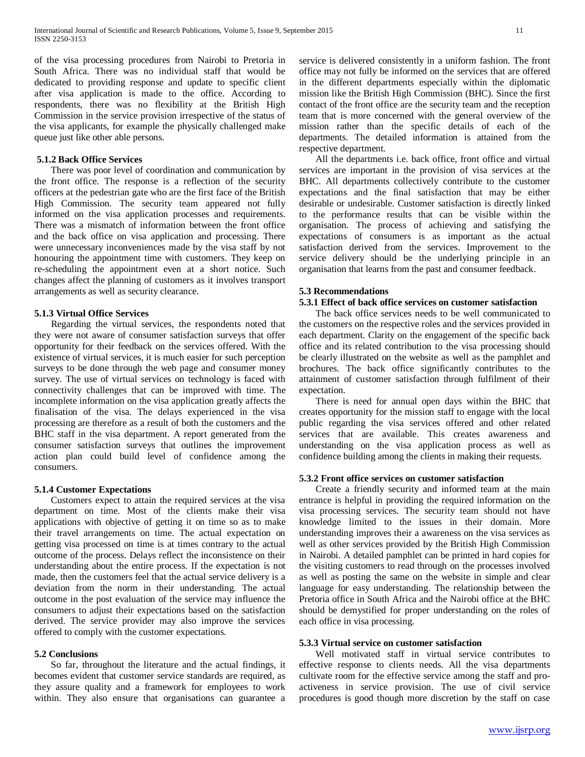of the visa processing procedures from Nairobi to Pretoria in South Africa. There was no individual staff that would be dedicated to providing response and update to specific client after visa application is made to the office. According to respondents, there was no flexibility at the British High Commission in the service provision irrespective of the status of the visa applicants, for example the physically challenged make queue just like other able persons.

### 5.1.2 Back Office Services

There was poor level of coordination and communication by the front office. The response is a reflection of the security officers at the pedestrian gate who are the first face of the British High Commission. The security team appeared not fully informed on the visa application processes and requirements. There was a mismatch of information between the front office and the back office on visa application and processing. There were unnecessary inconveniences made by the visa staff by not honouring the appointment time with customers. They keep on re-scheduling the appointment even at a short notice. Such changes affect the planning of customers as it involves transport arrangements as well as security clearance.

### 5.1.3 Virtual Office Services

Regarding the virtual services, the respondents noted that they were not aware of consumer satisfaction surveys that offer opportunity for their feedback on the services offered. With the existence of virtual services, it is much easier for such perception surveys to be done through the web page and consumer money survey. The use of virtual services on technology is faced with connectivity challenges that can be improved with time. The incomplete information on the visa application greatly affects the finalisation of the visa. The delays experienced in the visa processing are therefore as a result of both the customers and the BHC staff in the visa department. A report generated from the consumer satisfaction surveys that outlines the improvement action plan could build level of confidence among the consumers.

### 5.1.4 Customer Expectations

Customers expect to attain the required services at the visa department on time. Most of the clients make their visa applications with objective of getting it on time so as to make their travel arrangements on time. The actual expectation on getting visa processed on time is at times contrary to the actual outcome of the process. Delays reflect the inconsistence on their understanding about the entire process. If the expectation is not made, then the customers feel that the actual service delivery is a deviation from the norm in their understanding. The actual outcome in the post evaluation of the service may influence the consumers to adjust their expectations based on the satisfaction derived. The service provider may also improve the services offered to comply with the customer expectations.

## 5.2 Conclusions

So far, throughout the literature and the actual findings, it becomes evident that customer service standards are required, as they assure quality and a framework for employees to work within. They also ensure that organisations can guarantee a service is delivered consistently in a uniform fashion. The front office may not fully be informed on the services that are offered in the different departments especially within the diplomatic mission like the British High Commission (BHC). Since the first contact of the front office are the security team and the reception team that is more concerned with the general overview of the mission rather than the specific details of each of the departments. The detailed information is attained from the respective department.

All the departments i.e. back office, front office and virtual services are important in the provision of visa services at the BHC. All departments collectively contribute to the customer expectations and the final satisfaction that may be either desirable or undesirable. Customer satisfaction is directly linked to the performance results that can be visible within the organisation. The process of achieving and satisfying the expectations of consumers is as important as the actual satisfaction derived from the services. Improvement to the service delivery should be the underlying principle in an organisation that learns from the past and consumer feedback.

## 5.3 Recommendations

### 5.3.1 Effect of back office services on customer satisfaction

The back office services needs to be well communicated to the customers on the respective roles and the services provided in each department. Clarity on the engagement of the specific back office and its related contribution to the visa processing should be clearly illustrated on the website as well as the pamphlet and brochures. The back office significantly contributes to the attainment of customer satisfaction through fulfilment of their expectation.

There is need for annual open days within the BHC that creates opportunity for the mission staff to engage with the local public regarding the visa services offered and other related services that are available. This creates awareness and understanding on the visa application process as well as confidence building among the clients in making their requests.

### 5.3.2 Front office services on customer satisfaction

Create a friendly security and informed team at the main entrance is helpful in providing the required information on the visa processing services. The security team should not have knowledge limited to the issues in their domain. More understanding improves their a awareness on the visa services as well as other services provided by the British High Commission in Nairobi. A detailed pamphlet can be printed in hard copies for the visiting customers to read through on the processes involved as well as posting the same on the website in simple and clear language for easy understanding. The relationship between the Pretoria office in South Africa and the Nairobi office at the BHC should be demystified for proper understanding on the roles of each office in visa processing.

### 5.3.3 Virtual service on customer satisfaction

Well motivated staff in virtual service contributes to effective response to clients needs. All the visa departments cultivate room for the effective service among the staff and pro-activeness in service provision. The use of civil service procedures is good though more discretion by the staff on case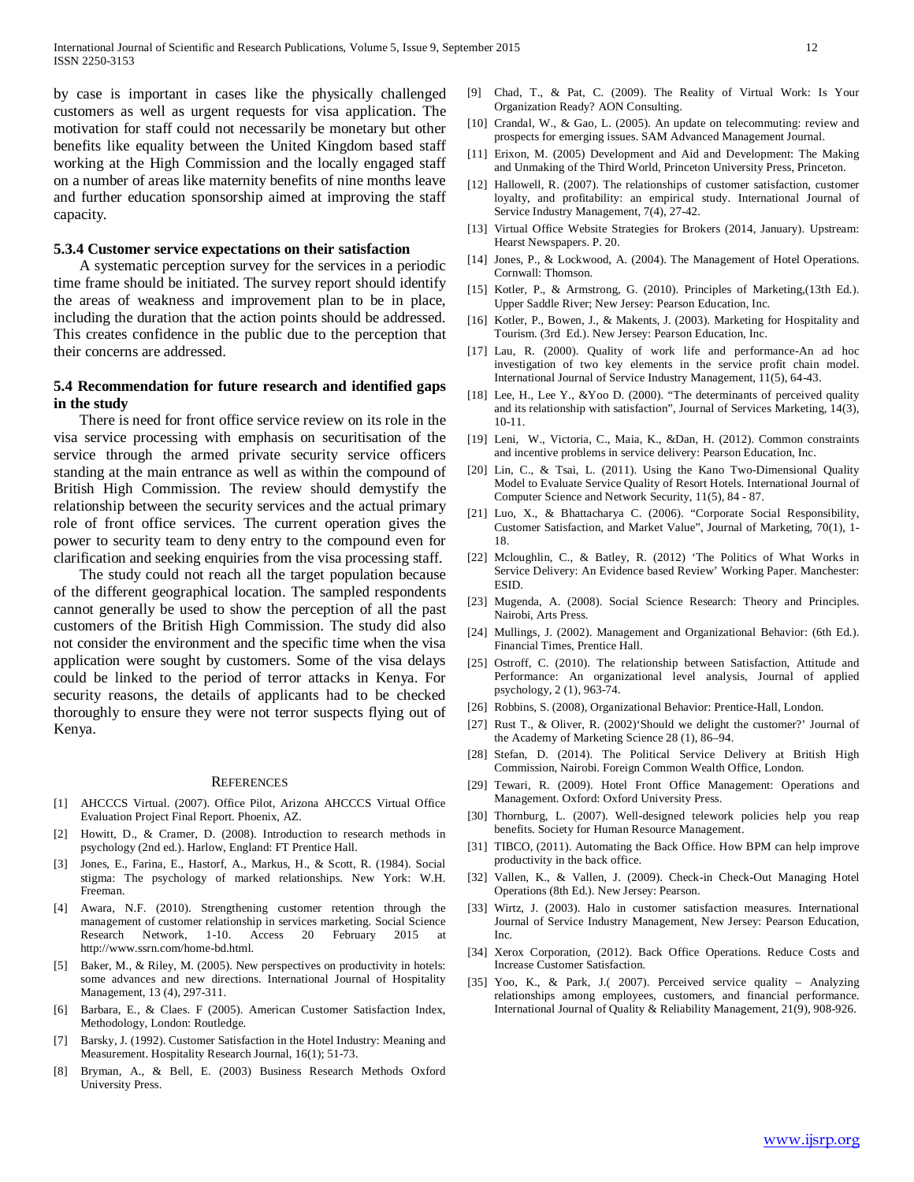by case is important in cases like the physically challenged customers as well as urgent requests for visa application. The motivation for staff could not necessarily be monetary but other benefits like equality between the United Kingdom based staff working at the High Commission and the locally engaged staff on a number of areas like maternity benefits of nine months leave and further education sponsorship aimed at improving the staff capacity.

### 5.3.4 Customer service expectations on their satisfaction

A systematic perception survey for the services in a periodic time frame should be initiated. The survey report should identify the areas of weakness and improvement plan to be in place, including the duration that the action points should be addressed. This creates confidence in the public due to the perception that their concerns are addressed.

## 5.4 Recommendation for future research and identified gaps in the study

There is need for front office service review on its role in the visa service processing with emphasis on securitisation of the service through the armed private security service officers standing at the main entrance as well as within the compound of British High Commission. The review should demystify the relationship between the security services and the actual primary role of front office services. The current operation gives the power to security team to deny entry to the compound even for clarification and seeking enquiries from the visa processing staff.

The study could not reach all the target population because of the different geographical location. The sampled respondents cannot generally be used to show the perception of all the past customers of the British High Commission. The study did also not consider the environment and the specific time when the visa application were sought by customers. Some of the visa delays could be linked to the period of terror attacks in Kenya. For security reasons, the details of applicants had to be checked thoroughly to ensure they were not terror suspects flying out of Kenya.

## References

[1] AHCCCS Virtual. (2007). Office Pilot, Arizona AHCCCS Virtual Office Evaluation Project Final Report. Phoenix, AZ.

[2] Howitt, D., & Cramer, D. (2008). Introduction to research methods in psychology (2nd ed.). Harlow, England: FT Prentice Hall.

[3] Jones, E., Farina, E., Hastorf, A., Markus, H., & Scott, R. (1984). Social stigma: The psychology of marked relationships. New York: W.H. Freeman.

[4] Awara, N.F. (2010). Strengthening customer retention through the management of customer relationship in services marketing. Social Science Research Network, 1-10. Access 20 February 2015 at http://www.ssrn.com/home-bd.html.

[5] Baker, M., & Riley, M. (2005). New perspectives on productivity in hotels: some advances and new directions. International Journal of Hospitality Management, 13 (4), 297-311.

[6] Barbara, E., & Claes. F (2005). American Customer Satisfaction Index, Methodology, London: Routledge.

[7] Barsky, J. (1992). Customer Satisfaction in the Hotel Industry: Meaning and Measurement. Hospitality Research Journal, 16(1); 51-73.

[8] Bryman, A., & Bell, E. (2003) Business Research Methods Oxford University Press.

[9] Chad, T., & Pat, C. (2009). The Reality of Virtual Work: Is Your Organization Ready? AON Consulting.

[10] Crandal, W., & Gao, L. (2005). An update on telecommuting: review and prospects for emerging issues. SAM Advanced Management Journal.

[11] Erixon, M. (2005) Development and Aid and Development: The Making and Unmaking of the Third World, Princeton University Press, Princeton.

[12] Hallowell, R. (2007). The relationships of customer satisfaction, customer loyalty, and profitability: an empirical study. International Journal of Service Industry Management, 7(4), 27-42.

[13] Virtual Office Website Strategies for Brokers (2014, January). Upstream: Hearst Newspapers. P. 20.

[14] Jones, P., & Lockwood, A. (2004). The Management of Hotel Operations. Cornwall: Thomson.

[15] Kotler, P., & Armstrong, G. (2010). Principles of Marketing,(13th Ed.). Upper Saddle River; New Jersey: Pearson Education, Inc.

[16] Kotler, P., Bowen, J., & Makents, J. (2003). Marketing for Hospitality and Tourism. (3rd Ed.). New Jersey: Pearson Education, Inc.

[17] Lau, R. (2000). Quality of work life and performance-An ad hoc investigation of two key elements in the service profit chain model. International Journal of Service Industry Management, 11(5), 64-43.

[18] Lee, H., Lee Y., &Yoo D. (2000). "The determinants of perceived quality and its relationship with satisfaction", Journal of Services Marketing, 14(3), 10-11.

[19] Leni, W., Victoria, C., Maia, K., &Dan, H. (2012). Common constraints and incentive problems in service delivery: Pearson Education, Inc.

[20] Lin, C., & Tsai, L. (2011). Using the Kano Two-Dimensional Quality Model to Evaluate Service Quality of Resort Hotels. International Journal of Computer Science and Network Security, 11(5), 84 - 87.

[21] Luo, X., & Bhattacharya C. (2006). "Corporate Social Responsibility, Customer Satisfaction, and Market Value", Journal of Marketing, 70(1), 1-18.

[22] Mcloughlin, C., & Batley, R. (2012) 'The Politics of What Works in Service Delivery: An Evidence based Review' Working Paper. Manchester: ESID.

[23] Mugenda, A. (2008). Social Science Research: Theory and Principles. Nairobi, Arts Press.

[24] Mullings, J. (2002). Management and Organizational Behavior: (6th Ed.). Financial Times, Prentice Hall.

[25] Ostroff, C. (2010). The relationship between Satisfaction, Attitude and Performance: An organizational level analysis, Journal of applied psychology, 2 (1), 963-74.

[26] Robbins, S. (2008), Organizational Behavior: Prentice-Hall, London.

[27] Rust T., & Oliver, R. (2002)'Should we delight the customer?' Journal of the Academy of Marketing Science 28 (1), 86–94.

[28] Stefan, D. (2014). The Political Service Delivery at British High Commission, Nairobi. Foreign Common Wealth Office, London.

[29] Tewari, R. (2009). Hotel Front Office Management: Operations and Management. Oxford: Oxford University Press.

[30] Thornburg, L. (2007). Well-designed telework policies help you reap benefits. Society for Human Resource Management.

[31] TIBCO, (2011). Automating the Back Office. How BPM can help improve productivity in the back office.

[32] Vallen, K., & Vallen, J. (2009). Check-in Check-Out Managing Hotel Operations (8th Ed.). New Jersey: Pearson.

[33] Wirtz, J. (2003). Halo in customer satisfaction measures. International Journal of Service Industry Management, New Jersey: Pearson Education, Inc.

[34] Xerox Corporation, (2012). Back Office Operations. Reduce Costs and Increase Customer Satisfaction.

[35] Yoo, K., & Park, J.( 2007). Perceived service quality – Analyzing relationships among employees, customers, and financial performance. International Journal of Quality & Reliability Management, 21(9), 908-926.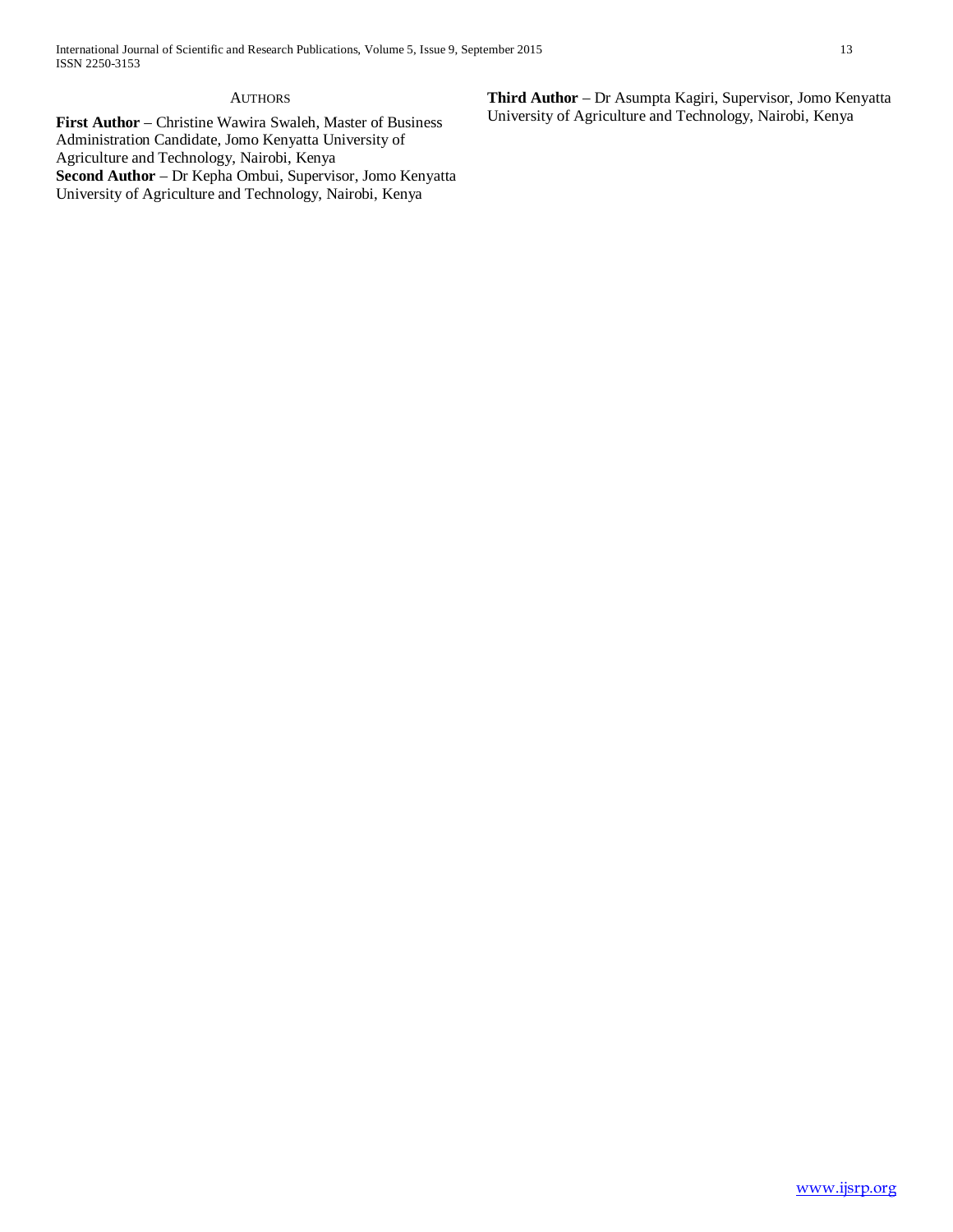## AUTHORS

**First Author** – Christine Wawira Swaleh, Master of Business Administration Candidate, Jomo Kenyatta University of Agriculture and Technology, Nairobi, Kenya
**Second Author** – Dr Kepha Ombui, Supervisor, Jomo Kenyatta University of Agriculture and Technology, Nairobi, Kenya
**Third Author** – Dr Asumpta Kagiri, Supervisor, Jomo Kenyatta University of Agriculture and Technology, Nairobi, Kenya